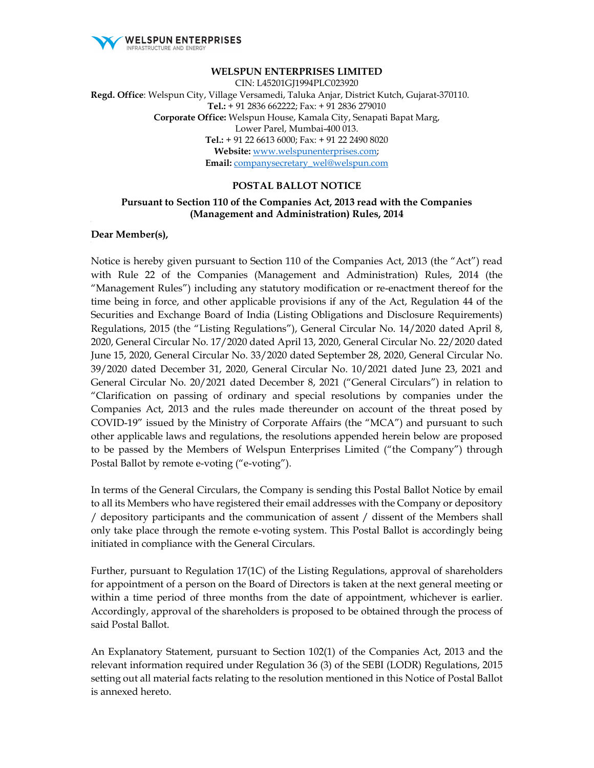**WELSPUN ENTERPRISES**
INFRASTRUCTURE AND ENERGY

# WELSPUN ENTERPRISES LIMITED

CIN: L45201GJ1994PLC023920

**Regd. Office**: Welspun City, Village Versamedi, Taluka Anjar, District Kutch, Gujarat-370110.
**Tel.:** + 91 2836 662222; Fax: + 91 2836 279010
**Corporate Office:** Welspun House, Kamala City, Senapati Bapat Marg,
Lower Parel, Mumbai-400 013.
**Tel.:** + 91 22 6613 6000; Fax: + 91 22 2490 8020
**Website:** www.welspunenterprises.com;
**Email:** companysecretary_wel@welspun.com

## POSTAL BALLOT NOTICE

### Pursuant to Section 110 of the Companies Act, 2013 read with the Companies (Management and Administration) Rules, 2014

**Dear Member(s),**

Notice is hereby given pursuant to Section 110 of the Companies Act, 2013 (the "Act") read with Rule 22 of the Companies (Management and Administration) Rules, 2014 (the "Management Rules") including any statutory modification or re-enactment thereof for the time being in force, and other applicable provisions if any of the Act, Regulation 44 of the Securities and Exchange Board of India (Listing Obligations and Disclosure Requirements) Regulations, 2015 (the "Listing Regulations"), General Circular No. 14/2020 dated April 8, 2020, General Circular No. 17/2020 dated April 13, 2020, General Circular No. 22/2020 dated June 15, 2020, General Circular No. 33/2020 dated September 28, 2020, General Circular No. 39/2020 dated December 31, 2020, General Circular No. 10/2021 dated June 23, 2021 and General Circular No. 20/2021 dated December 8, 2021 ("General Circulars") in relation to "Clarification on passing of ordinary and special resolutions by companies under the Companies Act, 2013 and the rules made thereunder on account of the threat posed by COVID-19" issued by the Ministry of Corporate Affairs (the "MCA") and pursuant to such other applicable laws and regulations, the resolutions appended herein below are proposed to be passed by the Members of Welspun Enterprises Limited ("the Company") through Postal Ballot by remote e-voting ("e-voting").

In terms of the General Circulars, the Company is sending this Postal Ballot Notice by email to all its Members who have registered their email addresses with the Company or depository / depository participants and the communication of assent / dissent of the Members shall only take place through the remote e-voting system. This Postal Ballot is accordingly being initiated in compliance with the General Circulars.

Further, pursuant to Regulation 17(1C) of the Listing Regulations, approval of shareholders for appointment of a person on the Board of Directors is taken at the next general meeting or within a time period of three months from the date of appointment, whichever is earlier. Accordingly, approval of the shareholders is proposed to be obtained through the process of said Postal Ballot.

An Explanatory Statement, pursuant to Section 102(1) of the Companies Act, 2013 and the relevant information required under Regulation 36 (3) of the SEBI (LODR) Regulations, 2015 setting out all material facts relating to the resolution mentioned in this Notice of Postal Ballot is annexed hereto.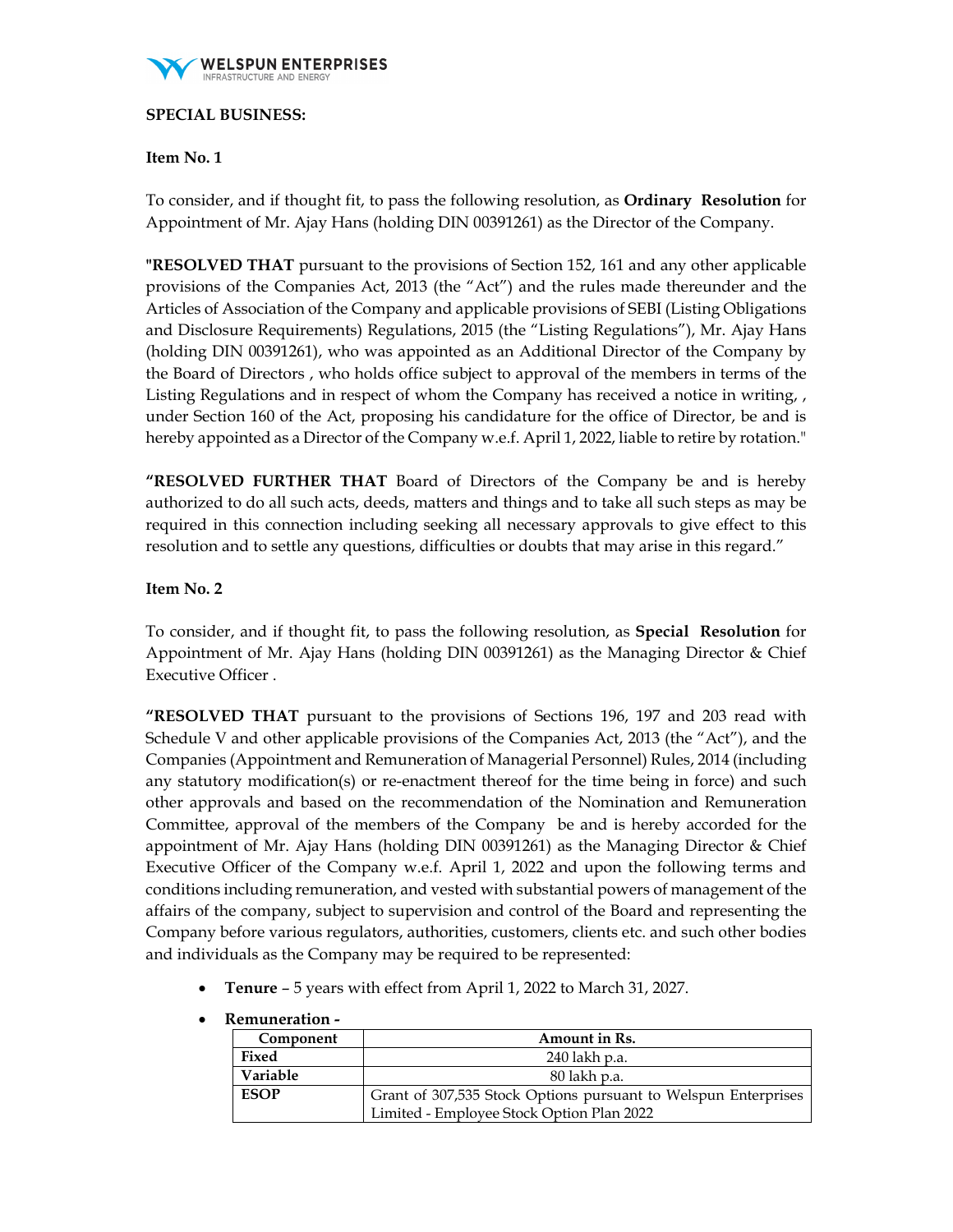**SPECIAL BUSINESS:**

**Item No. 1**

To consider, and if thought fit, to pass the following resolution, as **Ordinary Resolution** for Appointment of Mr. Ajay Hans (holding DIN 00391261) as the Director of the Company.

"**RESOLVED THAT** pursuant to the provisions of Section 152, 161 and any other applicable provisions of the Companies Act, 2013 (the "Act") and the rules made thereunder and the Articles of Association of the Company and applicable provisions of SEBI (Listing Obligations and Disclosure Requirements) Regulations, 2015 (the "Listing Regulations"), Mr. Ajay Hans (holding DIN 00391261), who was appointed as an Additional Director of the Company by the Board of Directors , who holds office subject to approval of the members in terms of the Listing Regulations and in respect of whom the Company has received a notice in writing, , under Section 160 of the Act, proposing his candidature for the office of Director, be and is hereby appointed as a Director of the Company w.e.f. April 1, 2022, liable to retire by rotation."

"**RESOLVED FURTHER THAT** Board of Directors of the Company be and is hereby authorized to do all such acts, deeds, matters and things and to take all such steps as may be required in this connection including seeking all necessary approvals to give effect to this resolution and to settle any questions, difficulties or doubts that may arise in this regard."

**Item No. 2**

To consider, and if thought fit, to pass the following resolution, as **Special Resolution** for Appointment of Mr. Ajay Hans (holding DIN 00391261) as the Managing Director & Chief Executive Officer .

"**RESOLVED THAT** pursuant to the provisions of Sections 196, 197 and 203 read with Schedule V and other applicable provisions of the Companies Act, 2013 (the "Act"), and the Companies (Appointment and Remuneration of Managerial Personnel) Rules, 2014 (including any statutory modification(s) or re-enactment thereof for the time being in force) and such other approvals and based on the recommendation of the Nomination and Remuneration Committee, approval of the members of the Company be and is hereby accorded for the appointment of Mr. Ajay Hans (holding DIN 00391261) as the Managing Director & Chief Executive Officer of the Company w.e.f. April 1, 2022 and upon the following terms and conditions including remuneration, and vested with substantial powers of management of the affairs of the company, subject to supervision and control of the Board and representing the Company before various regulators, authorities, customers, clients etc. and such other bodies and individuals as the Company may be required to be represented:

- **Tenure** – 5 years with effect from April 1, 2022 to March 31, 2027.
- **Remuneration -**

| Component | Amount in Rs. |
|---|---|
| **Fixed** | 240 lakh p.a. |
| **Variable** | 80 lakh p.a. |
| **ESOP** | Grant of 307,535 Stock Options pursuant to Welspun Enterprises Limited - Employee Stock Option Plan 2022 |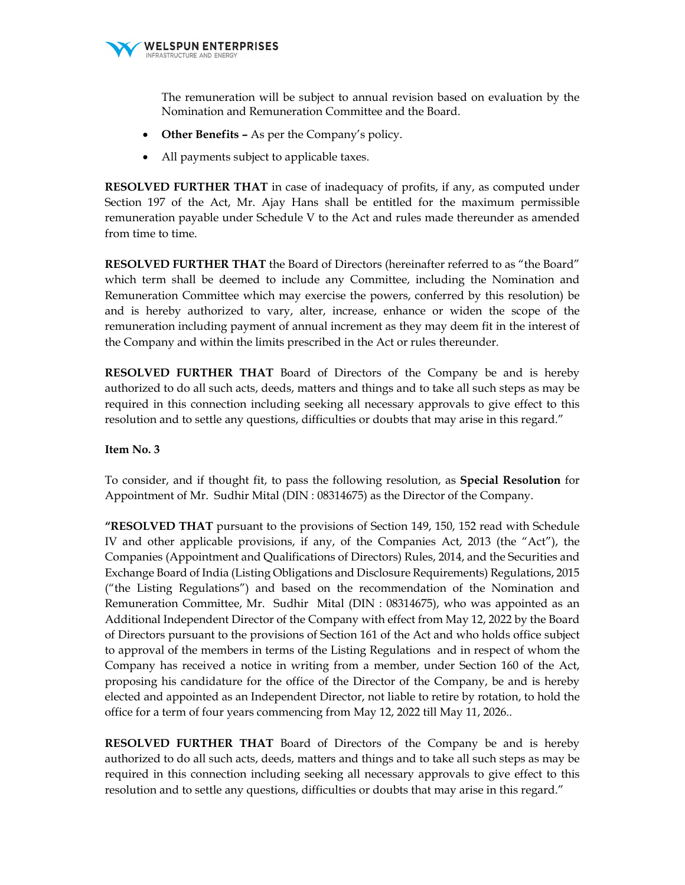The remuneration will be subject to annual revision based on evaluation by the Nomination and Remuneration Committee and the Board.

- **Other Benefits –** As per the Company's policy.
- All payments subject to applicable taxes.

**RESOLVED FURTHER THAT** in case of inadequacy of profits, if any, as computed under Section 197 of the Act, Mr. Ajay Hans shall be entitled for the maximum permissible remuneration payable under Schedule V to the Act and rules made thereunder as amended from time to time.

**RESOLVED FURTHER THAT** the Board of Directors (hereinafter referred to as "the Board" which term shall be deemed to include any Committee, including the Nomination and Remuneration Committee which may exercise the powers, conferred by this resolution) be and is hereby authorized to vary, alter, increase, enhance or widen the scope of the remuneration including payment of annual increment as they may deem fit in the interest of the Company and within the limits prescribed in the Act or rules thereunder.

**RESOLVED FURTHER THAT** Board of Directors of the Company be and is hereby authorized to do all such acts, deeds, matters and things and to take all such steps as may be required in this connection including seeking all necessary approvals to give effect to this resolution and to settle any questions, difficulties or doubts that may arise in this regard."

**Item No. 3**

To consider, and if thought fit, to pass the following resolution, as **Special Resolution** for Appointment of Mr. Sudhir Mital (DIN : 08314675) as the Director of the Company.

**"RESOLVED THAT** pursuant to the provisions of Section 149, 150, 152 read with Schedule IV and other applicable provisions, if any, of the Companies Act, 2013 (the "Act"), the Companies (Appointment and Qualifications of Directors) Rules, 2014, and the Securities and Exchange Board of India (Listing Obligations and Disclosure Requirements) Regulations, 2015 ("the Listing Regulations") and based on the recommendation of the Nomination and Remuneration Committee, Mr. Sudhir Mital (DIN : 08314675), who was appointed as an Additional Independent Director of the Company with effect from May 12, 2022 by the Board of Directors pursuant to the provisions of Section 161 of the Act and who holds office subject to approval of the members in terms of the Listing Regulations and in respect of whom the Company has received a notice in writing from a member, under Section 160 of the Act, proposing his candidature for the office of the Director of the Company, be and is hereby elected and appointed as an Independent Director, not liable to retire by rotation, to hold the office for a term of four years commencing from May 12, 2022 till May 11, 2026..

**RESOLVED FURTHER THAT** Board of Directors of the Company be and is hereby authorized to do all such acts, deeds, matters and things and to take all such steps as may be required in this connection including seeking all necessary approvals to give effect to this resolution and to settle any questions, difficulties or doubts that may arise in this regard."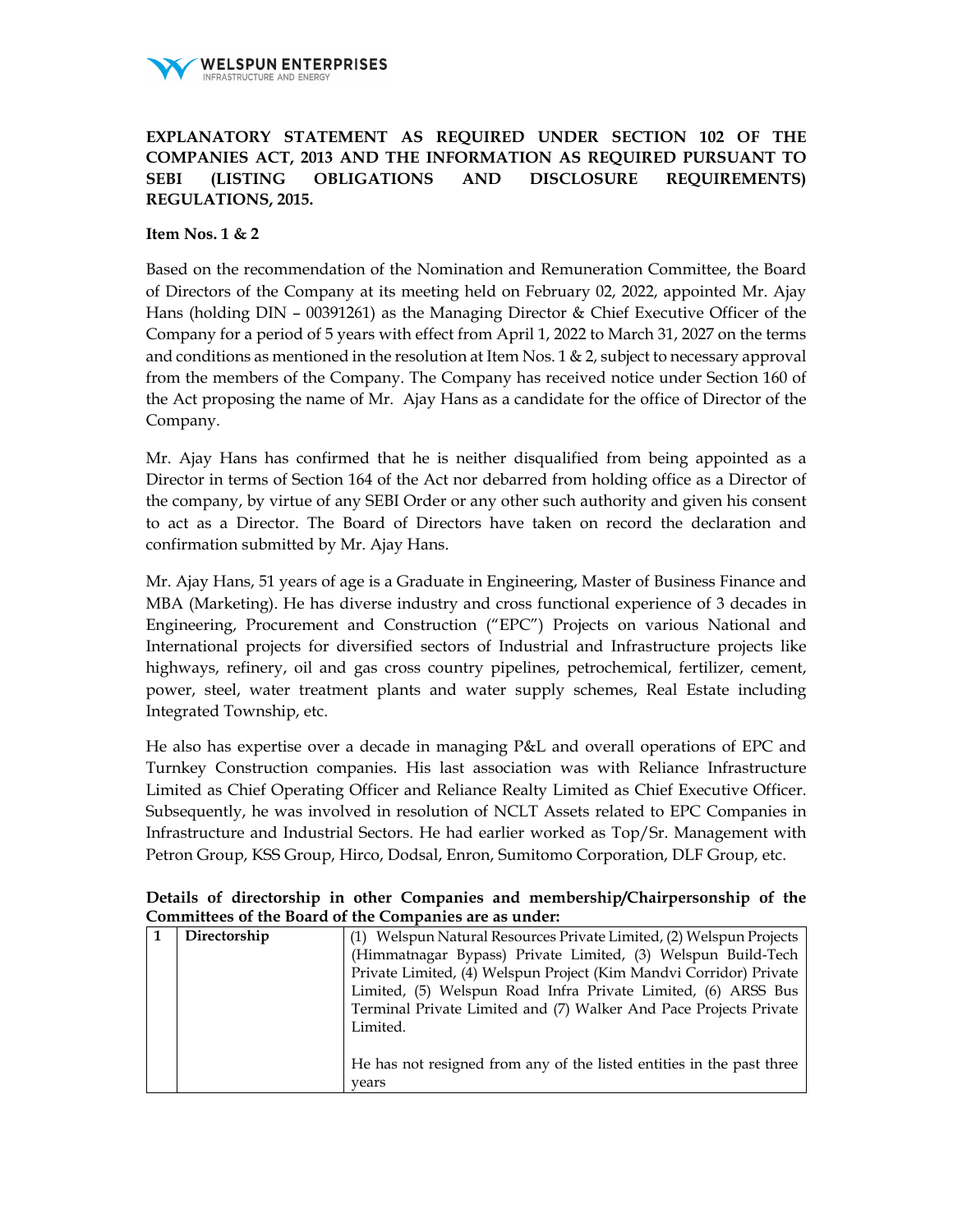**EXPLANATORY STATEMENT AS REQUIRED UNDER SECTION 102 OF THE COMPANIES ACT, 2013 AND THE INFORMATION AS REQUIRED PURSUANT TO SEBI (LISTING OBLIGATIONS AND DISCLOSURE REQUIREMENTS) REGULATIONS, 2015.**

**Item Nos. 1 & 2**

Based on the recommendation of the Nomination and Remuneration Committee, the Board of Directors of the Company at its meeting held on February 02, 2022, appointed Mr. Ajay Hans (holding DIN – 00391261) as the Managing Director & Chief Executive Officer of the Company for a period of 5 years with effect from April 1, 2022 to March 31, 2027 on the terms and conditions as mentioned in the resolution at Item Nos. 1 & 2, subject to necessary approval from the members of the Company. The Company has received notice under Section 160 of the Act proposing the name of Mr. Ajay Hans as a candidate for the office of Director of the Company.

Mr. Ajay Hans has confirmed that he is neither disqualified from being appointed as a Director in terms of Section 164 of the Act nor debarred from holding office as a Director of the company, by virtue of any SEBI Order or any other such authority and given his consent to act as a Director. The Board of Directors have taken on record the declaration and confirmation submitted by Mr. Ajay Hans.

Mr. Ajay Hans, 51 years of age is a Graduate in Engineering, Master of Business Finance and MBA (Marketing). He has diverse industry and cross functional experience of 3 decades in Engineering, Procurement and Construction ("EPC") Projects on various National and International projects for diversified sectors of Industrial and Infrastructure projects like highways, refinery, oil and gas cross country pipelines, petrochemical, fertilizer, cement, power, steel, water treatment plants and water supply schemes, Real Estate including Integrated Township, etc.

He also has expertise over a decade in managing P&L and overall operations of EPC and Turnkey Construction companies. His last association was with Reliance Infrastructure Limited as Chief Operating Officer and Reliance Realty Limited as Chief Executive Officer. Subsequently, he was involved in resolution of NCLT Assets related to EPC Companies in Infrastructure and Industrial Sectors. He had earlier worked as Top/Sr. Management with Petron Group, KSS Group, Hirco, Dodsal, Enron, Sumitomo Corporation, DLF Group, etc.

**Details of directorship in other Companies and membership/Chairpersonship of the Committees of the Board of the Companies are as under:**

| 1 | Directorship | (1) Welspun Natural Resources Private Limited, (2) Welspun Projects (Himmatnagar Bypass) Private Limited, (3) Welspun Build-Tech Private Limited, (4) Welspun Project (Kim Mandvi Corridor) Private Limited, (5) Welspun Road Infra Private Limited, (6) ARSS Bus Terminal Private Limited and (7) Walker And Pace Projects Private Limited.<br><br>He has not resigned from any of the listed entities in the past three years |
|---|---|---|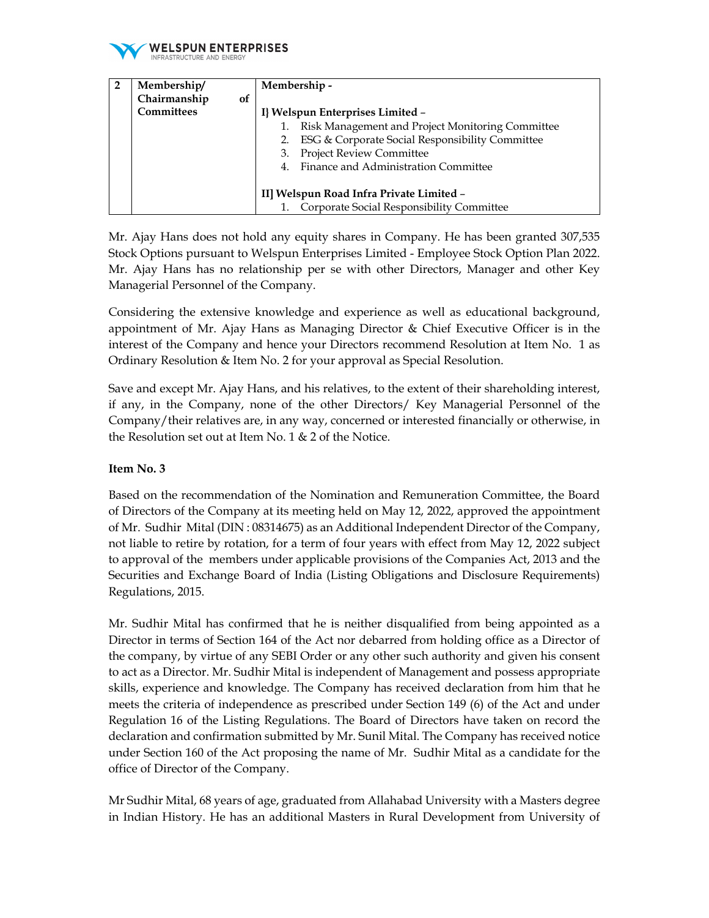| 2 | Membership/ Chairmanship of Committees | Membership - |
|---|---|---|
| | | I} Welspun Enterprises Limited – 1. Risk Management and Project Monitoring Committee 2. ESG & Corporate Social Responsibility Committee 3. Project Review Committee 4. Finance and Administration Committee |
| | | II] Welspun Road Infra Private Limited – 1. Corporate Social Responsibility Committee |

Mr. Ajay Hans does not hold any equity shares in Company. He has been granted 307,535 Stock Options pursuant to Welspun Enterprises Limited - Employee Stock Option Plan 2022. Mr. Ajay Hans has no relationship per se with other Directors, Manager and other Key Managerial Personnel of the Company.

Considering the extensive knowledge and experience as well as educational background, appointment of Mr. Ajay Hans as Managing Director & Chief Executive Officer is in the interest of the Company and hence your Directors recommend Resolution at Item No. 1 as Ordinary Resolution & Item No. 2 for your approval as Special Resolution.

Save and except Mr. Ajay Hans, and his relatives, to the extent of their shareholding interest, if any, in the Company, none of the other Directors/ Key Managerial Personnel of the Company/their relatives are, in any way, concerned or interested financially or otherwise, in the Resolution set out at Item No. 1 & 2 of the Notice.

**Item No. 3**

Based on the recommendation of the Nomination and Remuneration Committee, the Board of Directors of the Company at its meeting held on May 12, 2022, approved the appointment of Mr. Sudhir Mital (DIN : 08314675) as an Additional Independent Director of the Company, not liable to retire by rotation, for a term of four years with effect from May 12, 2022 subject to approval of the members under applicable provisions of the Companies Act, 2013 and the Securities and Exchange Board of India (Listing Obligations and Disclosure Requirements) Regulations, 2015.

Mr. Sudhir Mital has confirmed that he is neither disqualified from being appointed as a Director in terms of Section 164 of the Act nor debarred from holding office as a Director of the company, by virtue of any SEBI Order or any other such authority and given his consent to act as a Director. Mr. Sudhir Mital is independent of Management and possess appropriate skills, experience and knowledge. The Company has received declaration from him that he meets the criteria of independence as prescribed under Section 149 (6) of the Act and under Regulation 16 of the Listing Regulations. The Board of Directors have taken on record the declaration and confirmation submitted by Mr. Sunil Mital. The Company has received notice under Section 160 of the Act proposing the name of Mr. Sudhir Mital as a candidate for the office of Director of the Company.

Mr Sudhir Mital, 68 years of age, graduated from Allahabad University with a Masters degree in Indian History. He has an additional Masters in Rural Development from University of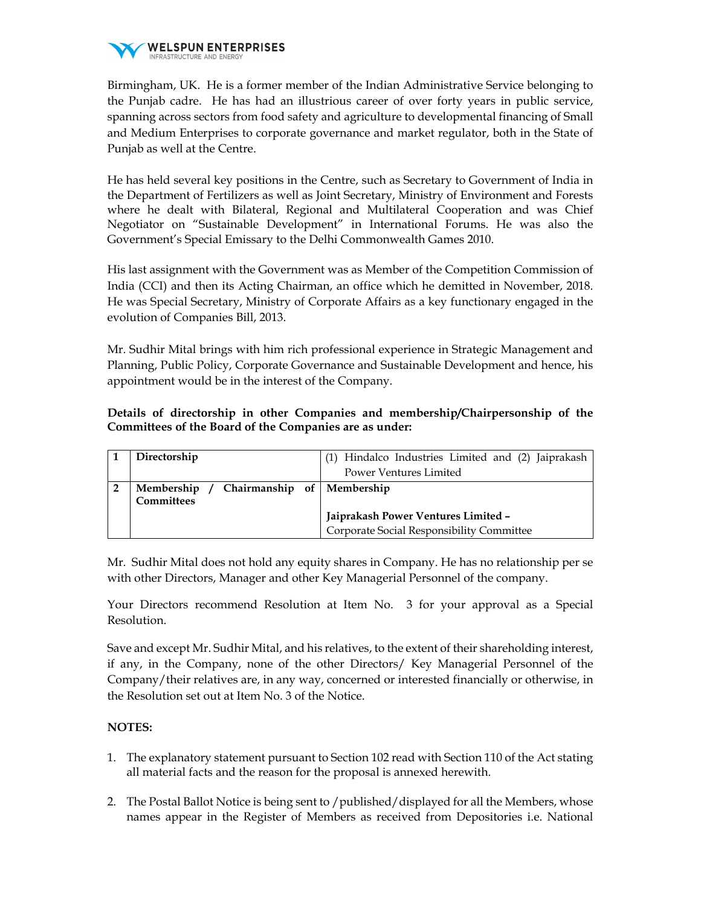Birmingham, UK. He is a former member of the Indian Administrative Service belonging to the Punjab cadre. He has had an illustrious career of over forty years in public service, spanning across sectors from food safety and agriculture to developmental financing of Small and Medium Enterprises to corporate governance and market regulator, both in the State of Punjab as well at the Centre.

He has held several key positions in the Centre, such as Secretary to Government of India in the Department of Fertilizers as well as Joint Secretary, Ministry of Environment and Forests where he dealt with Bilateral, Regional and Multilateral Cooperation and was Chief Negotiator on "Sustainable Development" in International Forums. He was also the Government's Special Emissary to the Delhi Commonwealth Games 2010.

His last assignment with the Government was as Member of the Competition Commission of India (CCI) and then its Acting Chairman, an office which he demitted in November, 2018. He was Special Secretary, Ministry of Corporate Affairs as a key functionary engaged in the evolution of Companies Bill, 2013.

Mr. Sudhir Mital brings with him rich professional experience in Strategic Management and Planning, Public Policy, Corporate Governance and Sustainable Development and hence, his appointment would be in the interest of the Company.

**Details of directorship in other Companies and membership/Chairpersonship of the Committees of the Board of the Companies are as under:**

| | | |
|---|---|---|
| **1** | **Directorship** | (1) Hindalco Industries Limited and (2) Jaiprakash Power Ventures Limited |
| **2** | **Membership / Chairmanship of Committees** | **Membership**<br><br>**Jaiprakash Power Ventures Limited –** Corporate Social Responsibility Committee |

Mr. Sudhir Mital does not hold any equity shares in Company. He has no relationship per se with other Directors, Manager and other Key Managerial Personnel of the company.

Your Directors recommend Resolution at Item No. 3 for your approval as a Special Resolution.

Save and except Mr. Sudhir Mital, and his relatives, to the extent of their shareholding interest, if any, in the Company, none of the other Directors/ Key Managerial Personnel of the Company/their relatives are, in any way, concerned or interested financially or otherwise, in the Resolution set out at Item No. 3 of the Notice.

**NOTES:**

1. The explanatory statement pursuant to Section 102 read with Section 110 of the Act stating all material facts and the reason for the proposal is annexed herewith.

2. The Postal Ballot Notice is being sent to /published/displayed for all the Members, whose names appear in the Register of Members as received from Depositories i.e. National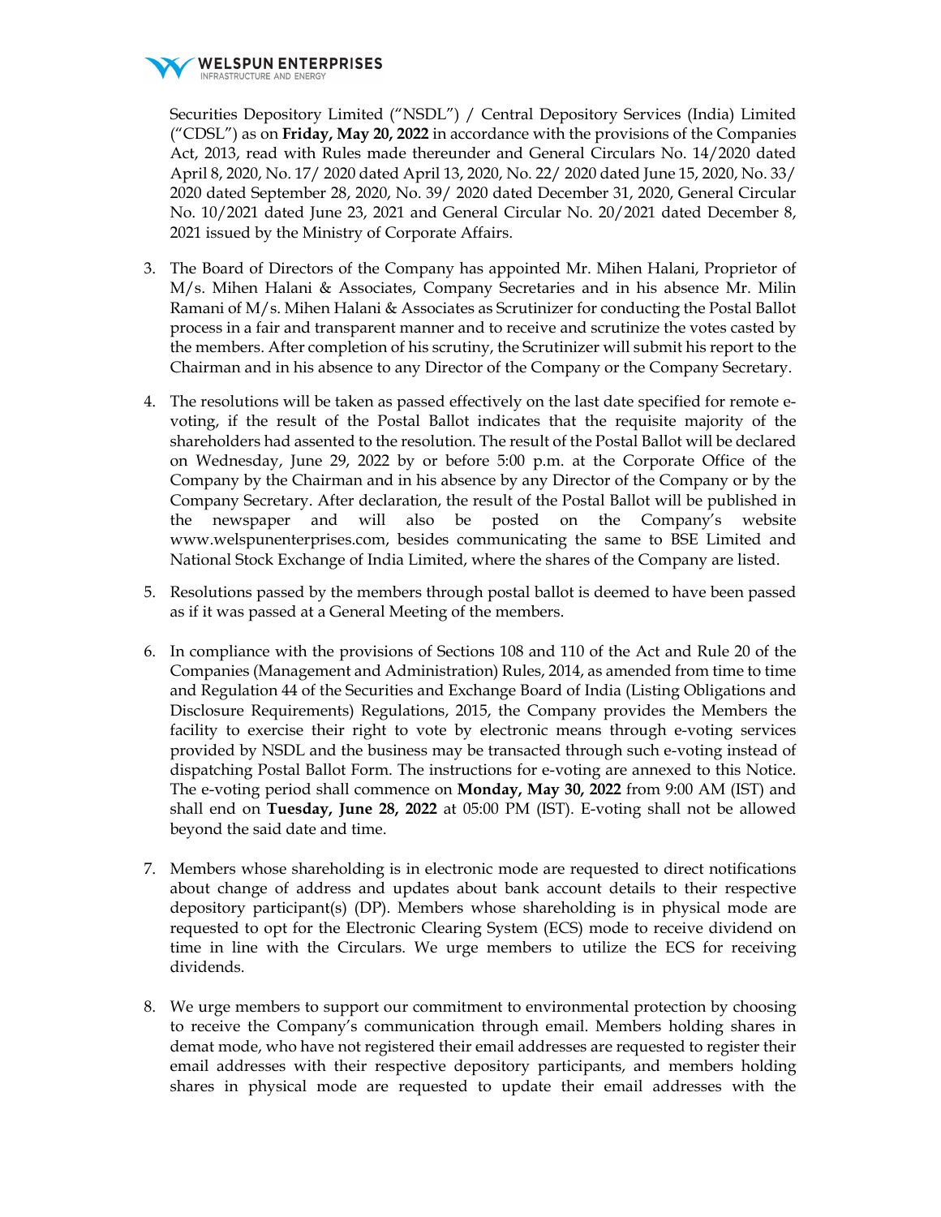Securities Depository Limited ("NSDL") / Central Depository Services (India) Limited ("CDSL") as on **Friday, May 20, 2022** in accordance with the provisions of the Companies Act, 2013, read with Rules made thereunder and General Circulars No. 14/2020 dated April 8, 2020, No. 17/ 2020 dated April 13, 2020, No. 22/ 2020 dated June 15, 2020, No. 33/ 2020 dated September 28, 2020, No. 39/ 2020 dated December 31, 2020, General Circular No. 10/2021 dated June 23, 2021 and General Circular No. 20/2021 dated December 8, 2021 issued by the Ministry of Corporate Affairs.

3. The Board of Directors of the Company has appointed Mr. Mihen Halani, Proprietor of M/s. Mihen Halani & Associates, Company Secretaries and in his absence Mr. Milin Ramani of M/s. Mihen Halani & Associates as Scrutinizer for conducting the Postal Ballot process in a fair and transparent manner and to receive and scrutinize the votes casted by the members. After completion of his scrutiny, the Scrutinizer will submit his report to the Chairman and in his absence to any Director of the Company or the Company Secretary.

4. The resolutions will be taken as passed effectively on the last date specified for remote e-voting, if the result of the Postal Ballot indicates that the requisite majority of the shareholders had assented to the resolution. The result of the Postal Ballot will be declared on Wednesday, June 29, 2022 by or before 5:00 p.m. at the Corporate Office of the Company by the Chairman and in his absence by any Director of the Company or by the Company Secretary. After declaration, the result of the Postal Ballot will be published in the newspaper and will also be posted on the Company's website www.welspunenterprises.com, besides communicating the same to BSE Limited and National Stock Exchange of India Limited, where the shares of the Company are listed.

5. Resolutions passed by the members through postal ballot is deemed to have been passed as if it was passed at a General Meeting of the members.

6. In compliance with the provisions of Sections 108 and 110 of the Act and Rule 20 of the Companies (Management and Administration) Rules, 2014, as amended from time to time and Regulation 44 of the Securities and Exchange Board of India (Listing Obligations and Disclosure Requirements) Regulations, 2015, the Company provides the Members the facility to exercise their right to vote by electronic means through e-voting services provided by NSDL and the business may be transacted through such e-voting instead of dispatching Postal Ballot Form. The instructions for e-voting are annexed to this Notice. The e-voting period shall commence on **Monday, May 30, 2022** from 9:00 AM (IST) and shall end on **Tuesday, June 28, 2022** at 05:00 PM (IST). E-voting shall not be allowed beyond the said date and time.

7. Members whose shareholding is in electronic mode are requested to direct notifications about change of address and updates about bank account details to their respective depository participant(s) (DP). Members whose shareholding is in physical mode are requested to opt for the Electronic Clearing System (ECS) mode to receive dividend on time in line with the Circulars. We urge members to utilize the ECS for receiving dividends.

8. We urge members to support our commitment to environmental protection by choosing to receive the Company's communication through email. Members holding shares in demat mode, who have not registered their email addresses are requested to register their email addresses with their respective depository participants, and members holding shares in physical mode are requested to update their email addresses with the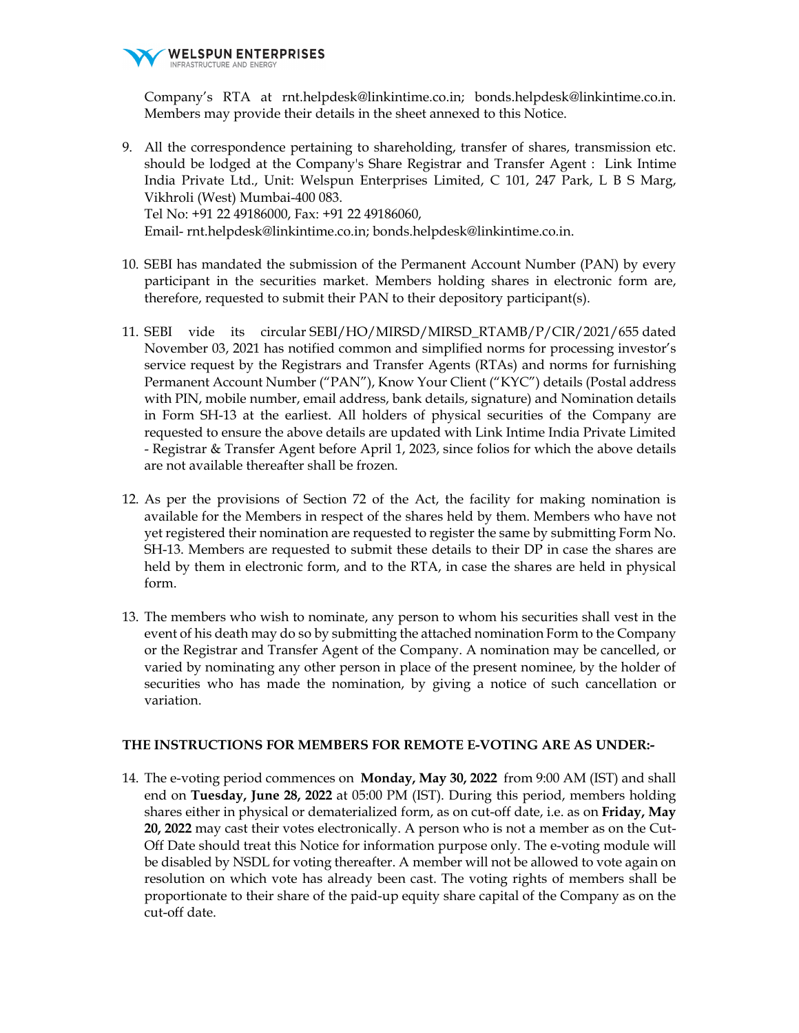Company's RTA at rnt.helpdesk@linkintime.co.in; bonds.helpdesk@linkintime.co.in. Members may provide their details in the sheet annexed to this Notice.

9. All the correspondence pertaining to shareholding, transfer of shares, transmission etc. should be lodged at the Company's Share Registrar and Transfer Agent : Link Intime India Private Ltd., Unit: Welspun Enterprises Limited, C 101, 247 Park, L B S Marg, Vikhroli (West) Mumbai-400 083.
   Tel No: +91 22 49186000, Fax: +91 22 49186060,
   Email- rnt.helpdesk@linkintime.co.in; bonds.helpdesk@linkintime.co.in.

10. SEBI has mandated the submission of the Permanent Account Number (PAN) by every participant in the securities market. Members holding shares in electronic form are, therefore, requested to submit their PAN to their depository participant(s).

11. SEBI vide its circular SEBI/HO/MIRSD/MIRSD_RTAMB/P/CIR/2021/655 dated November 03, 2021 has notified common and simplified norms for processing investor's service request by the Registrars and Transfer Agents (RTAs) and norms for furnishing Permanent Account Number ("PAN"), Know Your Client ("KYC") details (Postal address with PIN, mobile number, email address, bank details, signature) and Nomination details in Form SH-13 at the earliest. All holders of physical securities of the Company are requested to ensure the above details are updated with Link Intime India Private Limited - Registrar & Transfer Agent before April 1, 2023, since folios for which the above details are not available thereafter shall be frozen.

12. As per the provisions of Section 72 of the Act, the facility for making nomination is available for the Members in respect of the shares held by them. Members who have not yet registered their nomination are requested to register the same by submitting Form No. SH-13. Members are requested to submit these details to their DP in case the shares are held by them in electronic form, and to the RTA, in case the shares are held in physical form.

13. The members who wish to nominate, any person to whom his securities shall vest in the event of his death may do so by submitting the attached nomination Form to the Company or the Registrar and Transfer Agent of the Company. A nomination may be cancelled, or varied by nominating any other person in place of the present nominee, by the holder of securities who has made the nomination, by giving a notice of such cancellation or variation.

**THE INSTRUCTIONS FOR MEMBERS FOR REMOTE E-VOTING ARE AS UNDER:-**

14. The e-voting period commences on **Monday, May 30, 2022** from 9:00 AM (IST) and shall end on **Tuesday, June 28, 2022** at 05:00 PM (IST). During this period, members holding shares either in physical or dematerialized form, as on cut-off date, i.e. as on **Friday, May 20, 2022** may cast their votes electronically. A person who is not a member as on the Cut-Off Date should treat this Notice for information purpose only. The e-voting module will be disabled by NSDL for voting thereafter. A member will not be allowed to vote again on resolution on which vote has already been cast. The voting rights of members shall be proportionate to their share of the paid-up equity share capital of the Company as on the cut-off date.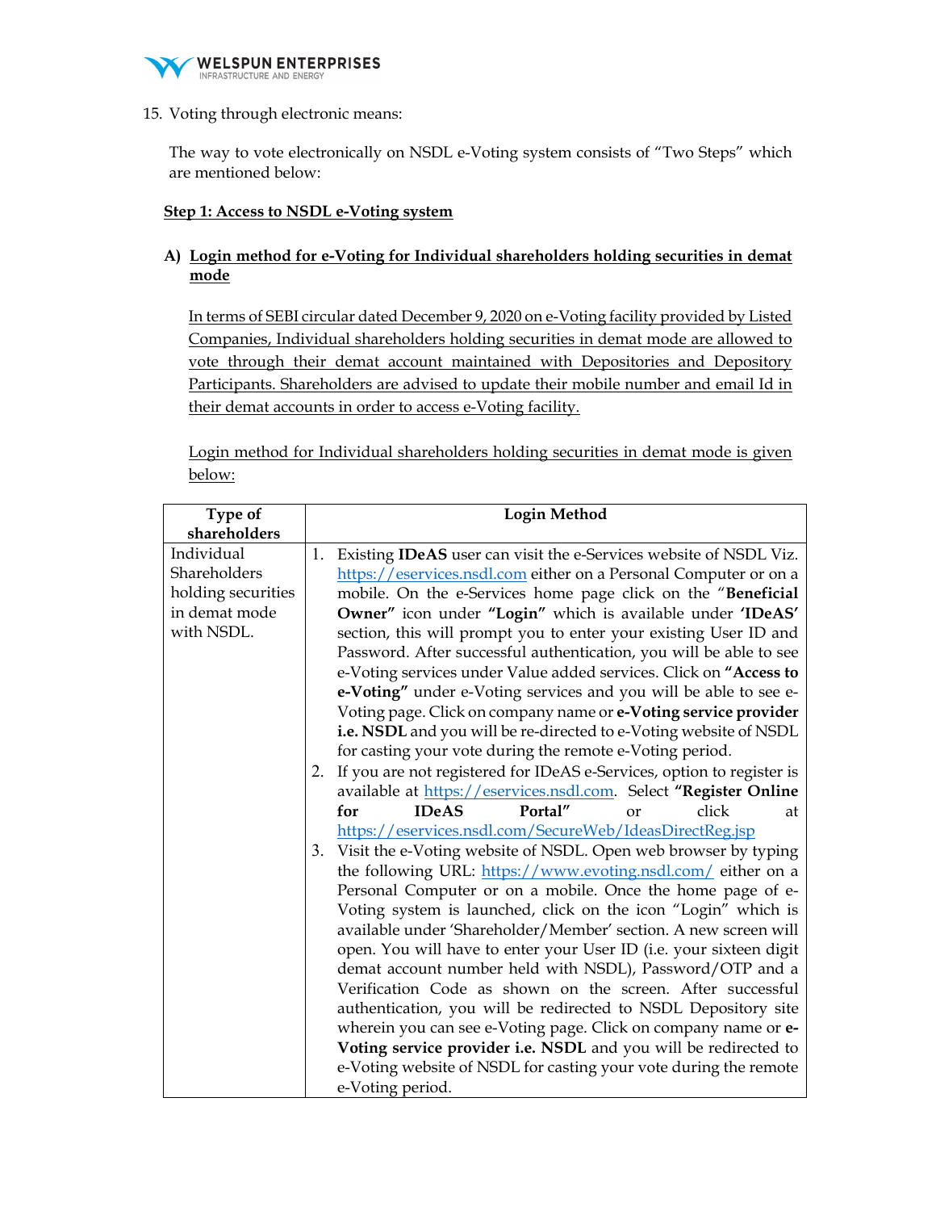15. Voting through electronic means:

The way to vote electronically on NSDL e-Voting system consists of "Two Steps" which are mentioned below:

**Step 1: Access to NSDL e-Voting system**

**A) Login method for e-Voting for Individual shareholders holding securities in demat mode**

In terms of SEBI circular dated December 9, 2020 on e-Voting facility provided by Listed Companies, Individual shareholders holding securities in demat mode are allowed to vote through their demat account maintained with Depositories and Depository Participants. Shareholders are advised to update their mobile number and email Id in their demat accounts in order to access e-Voting facility.

Login method for Individual shareholders holding securities in demat mode is given below:

| Type of shareholders | Login Method |
|---|---|
| Individual Shareholders holding securities in demat mode with NSDL. | 1. Existing **IDeAS** user can visit the e-Services website of NSDL Viz. https://eservices.nsdl.com either on a Personal Computer or on a mobile. On the e-Services home page click on the "**Beneficial Owner"** icon under **"Login"** which is available under **'IDeAS'** section, this will prompt you to enter your existing User ID and Password. After successful authentication, you will be able to see e-Voting services under Value added services. Click on **"Access to e-Voting"** under e-Voting services and you will be able to see e-Voting page. Click on company name or **e-Voting service provider i.e. NSDL** and you will be re-directed to e-Voting website of NSDL for casting your vote during the remote e-Voting period.<br>2. If you are not registered for IDeAS e-Services, option to register is available at https://eservices.nsdl.com. Select **"Register Online for IDeAS Portal"** or click at https://eservices.nsdl.com/SecureWeb/IdeasDirectReg.jsp<br>3. Visit the e-Voting website of NSDL. Open web browser by typing the following URL: https://www.evoting.nsdl.com/ either on a Personal Computer or on a mobile. Once the home page of e-Voting system is launched, click on the icon "Login" which is available under 'Shareholder/Member' section. A new screen will open. You will have to enter your User ID (i.e. your sixteen digit demat account number held with NSDL), Password/OTP and a Verification Code as shown on the screen. After successful authentication, you will be redirected to NSDL Depository site wherein you can see e-Voting page. Click on company name or **e-Voting service provider i.e. NSDL** and you will be redirected to e-Voting website of NSDL for casting your vote during the remote e-Voting period. |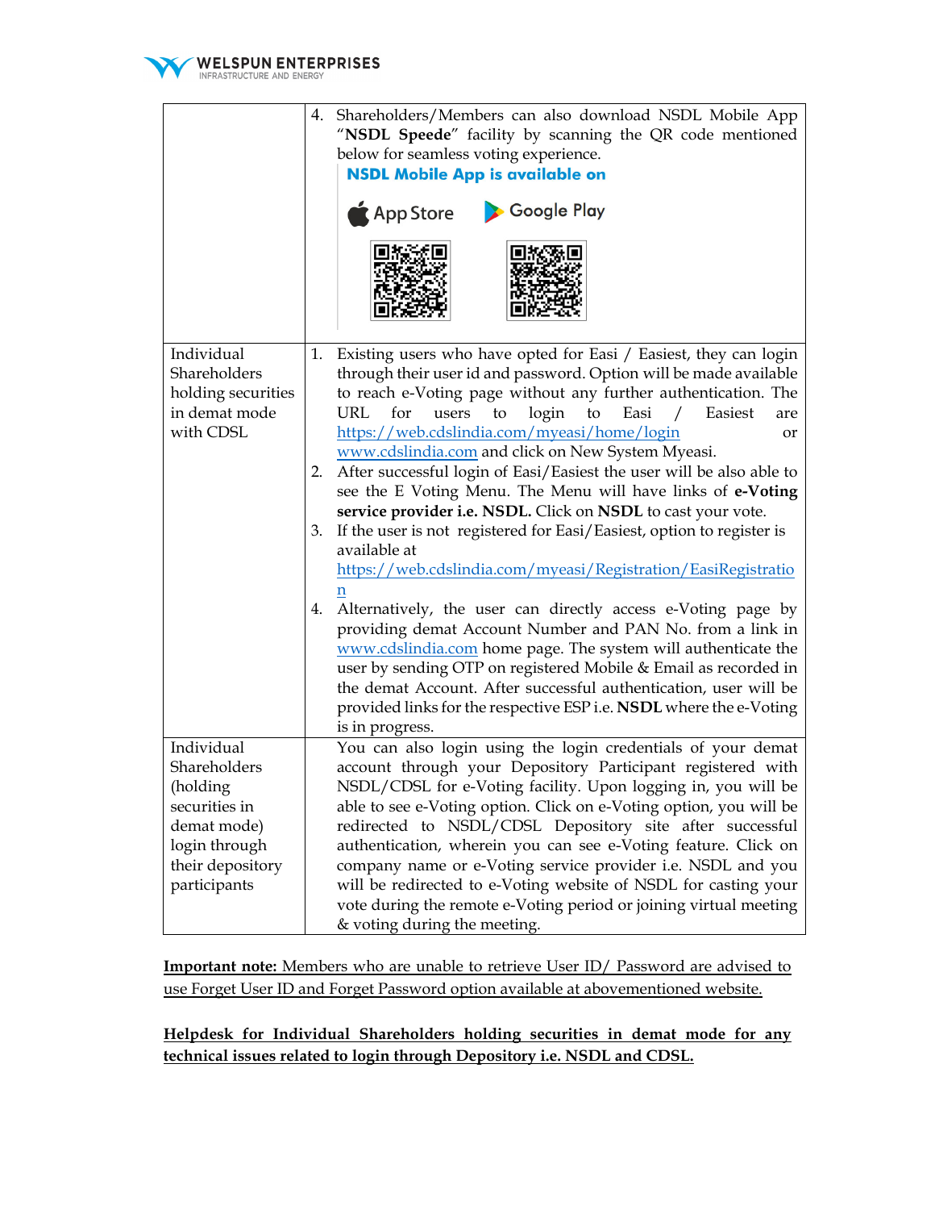| | |
|---|---|
| | 4. Shareholders/Members can also download NSDL Mobile App "**NSDL Speede**" facility by scanning the QR code mentioned below for seamless voting experience.<br>**NSDL Mobile App is available on**<br>App Store Google Play |
| Individual Shareholders holding securities in demat mode with CDSL | 1. Existing users who have opted for Easi / Easiest, they can login through their user id and password. Option will be made available to reach e-Voting page without any further authentication. The URL for users to login to Easi / Easiest are https://web.cdslindia.com/myeasi/home/login or www.cdslindia.com and click on New System Myeasi.<br>2. After successful login of Easi/Easiest the user will be also able to see the E Voting Menu. The Menu will have links of **e-Voting service provider i.e. NSDL.** Click on **NSDL** to cast your vote.<br>3. If the user is not registered for Easi/Easiest, option to register is available at https://web.cdslindia.com/myeasi/Registration/EasiRegistration<br>4. Alternatively, the user can directly access e-Voting page by providing demat Account Number and PAN No. from a link in www.cdslindia.com home page. The system will authenticate the user by sending OTP on registered Mobile & Email as recorded in the demat Account. After successful authentication, user will be provided links for the respective ESP i.e. **NSDL** where the e-Voting is in progress. |
| Individual Shareholders (holding securities in demat mode) login through their depository participants | You can also login using the login credentials of your demat account through your Depository Participant registered with NSDL/CDSL for e-Voting facility. Upon logging in, you will be able to see e-Voting option. Click on e-Voting option, you will be redirected to NSDL/CDSL Depository site after successful authentication, wherein you can see e-Voting feature. Click on company name or e-Voting service provider i.e. NSDL and you will be redirected to e-Voting website of NSDL for casting your vote during the remote e-Voting period or joining virtual meeting & voting during the meeting. |

**Important note:** Members who are unable to retrieve User ID/ Password are advised to use Forget User ID and Forget Password option available at abovementioned website.

**Helpdesk for Individual Shareholders holding securities in demat mode for any technical issues related to login through Depository i.e. NSDL and CDSL.**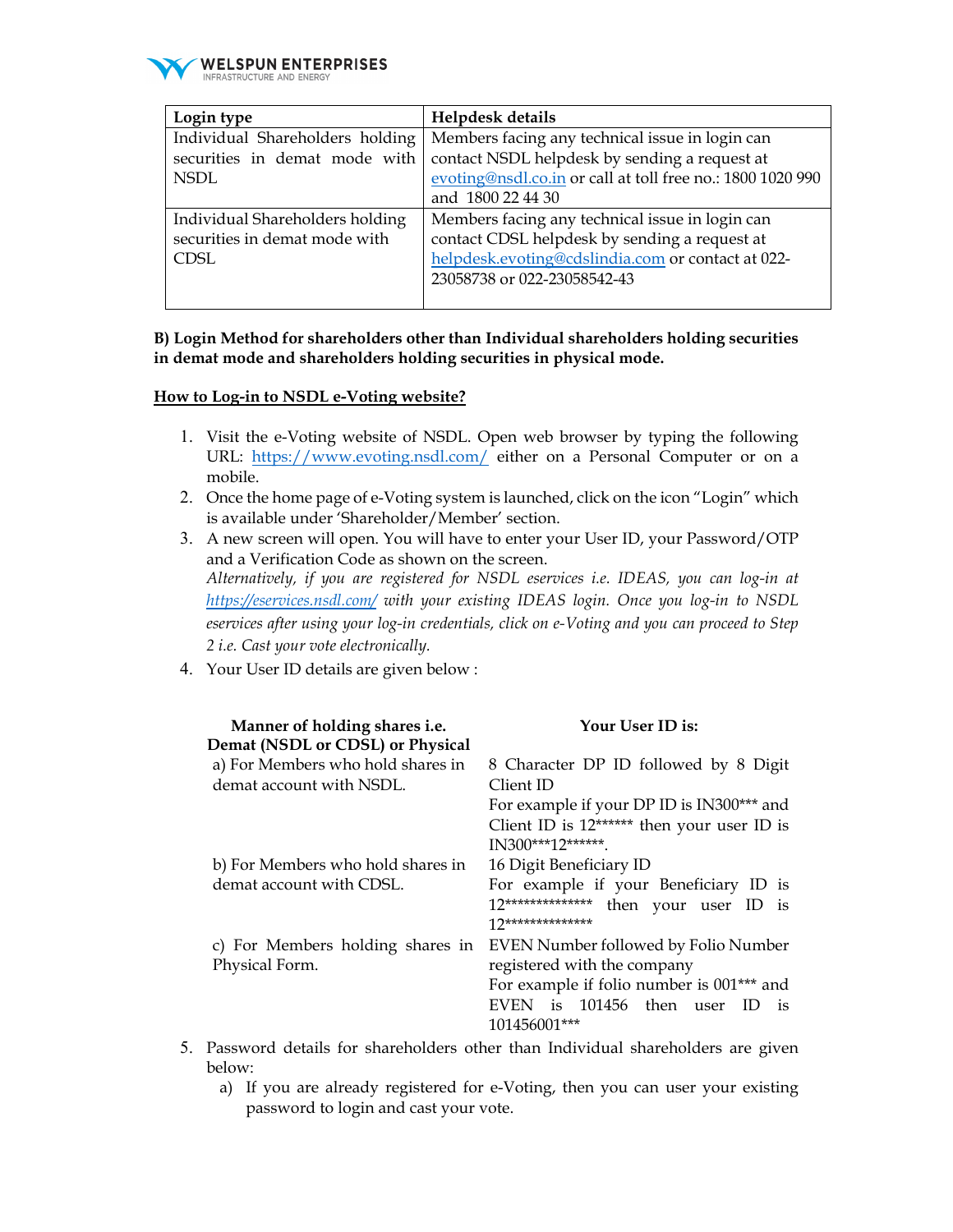| Login type | Helpdesk details |
|---|---|
| Individual Shareholders holding securities in demat mode with NSDL | Members facing any technical issue in login can contact NSDL helpdesk by sending a request at evoting@nsdl.co.in or call at toll free no.: 1800 1020 990 and 1800 22 44 30 |
| Individual Shareholders holding securities in demat mode with CDSL | Members facing any technical issue in login can contact CDSL helpdesk by sending a request at helpdesk.evoting@cdslindia.com or contact at 022-23058738 or 022-23058542-43 |

**B) Login Method for shareholders other than Individual shareholders holding securities in demat mode and shareholders holding securities in physical mode.**

**How to Log-in to NSDL e-Voting website?**

1. Visit the e-Voting website of NSDL. Open web browser by typing the following URL: https://www.evoting.nsdl.com/ either on a Personal Computer or on a mobile.
2. Once the home page of e-Voting system is launched, click on the icon "Login" which is available under 'Shareholder/Member' section.
3. A new screen will open. You will have to enter your User ID, your Password/OTP and a Verification Code as shown on the screen.
   *Alternatively, if you are registered for NSDL eservices i.e. IDEAS, you can log-in at https://eservices.nsdl.com/ with your existing IDEAS login. Once you log-in to NSDL eservices after using your log-in credentials, click on e-Voting and you can proceed to Step 2 i.e. Cast your vote electronically.*
4. Your User ID details are given below :

| Manner of holding shares i.e. Demat (NSDL or CDSL) or Physical | Your User ID is: |
|---|---|
| a) For Members who hold shares in demat account with NSDL. | 8 Character DP ID followed by 8 Digit Client ID<br>For example if your DP ID is IN300*** and Client ID is 12****** then your user ID is IN300***12******. |
| b) For Members who hold shares in demat account with CDSL. | 16 Digit Beneficiary ID<br>For example if your Beneficiary ID is 12************** then your user ID is 12************** |
| c) For Members holding shares in Physical Form. | EVEN Number followed by Folio Number registered with the company<br>For example if folio number is 001*** and EVEN is 101456 then user ID is 101456001*** |

5. Password details for shareholders other than Individual shareholders are given below:
   a) If you are already registered for e-Voting, then you can user your existing password to login and cast your vote.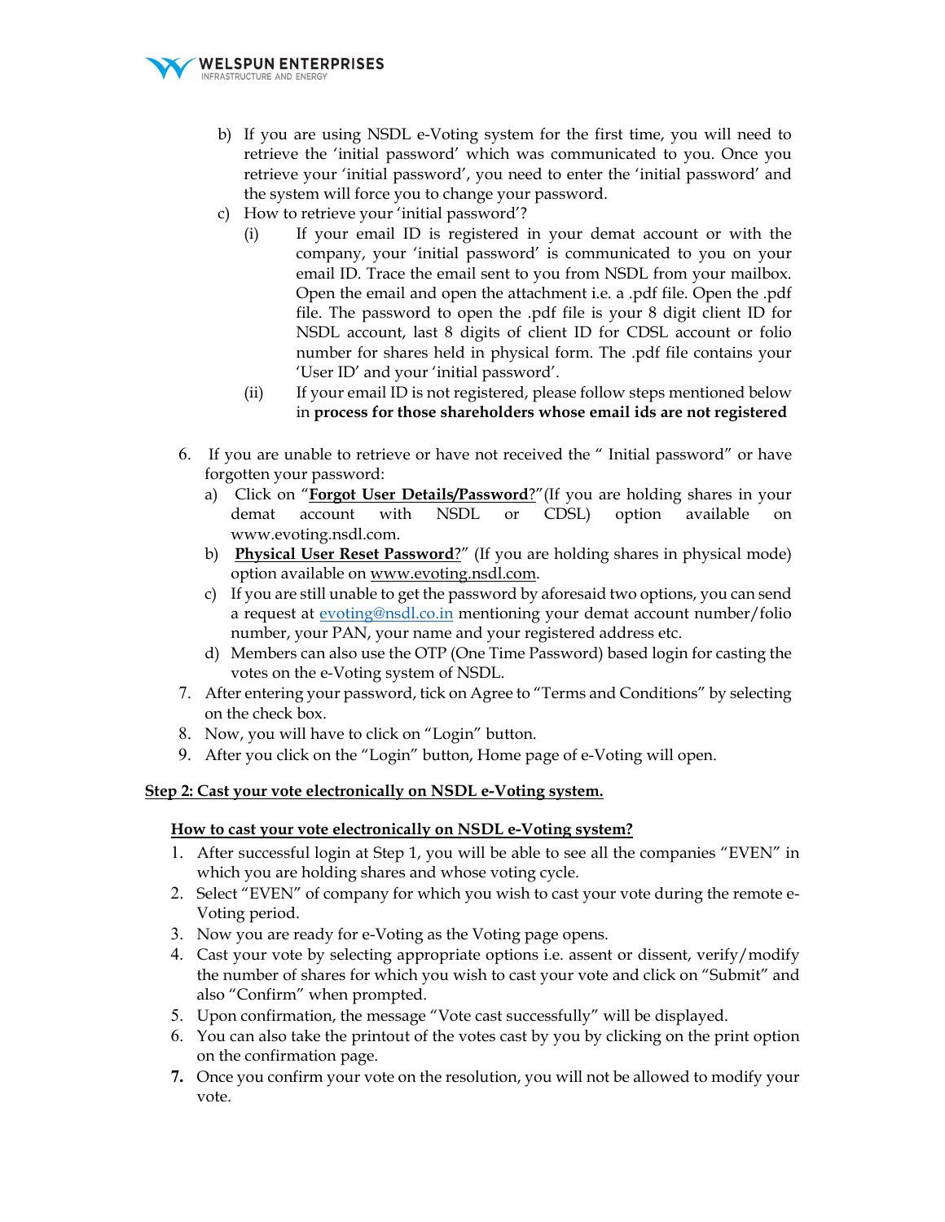b) If you are using NSDL e-Voting system for the first time, you will need to retrieve the 'initial password' which was communicated to you. Once you retrieve your 'initial password', you need to enter the 'initial password' and the system will force you to change your password.

c) How to retrieve your 'initial password'?

   (i) If your email ID is registered in your demat account or with the company, your 'initial password' is communicated to you on your email ID. Trace the email sent to you from NSDL from your mailbox. Open the email and open the attachment i.e. a .pdf file. Open the .pdf file. The password to open the .pdf file is your 8 digit client ID for NSDL account, last 8 digits of client ID for CDSL account or folio number for shares held in physical form. The .pdf file contains your 'User ID' and your 'initial password'.

   (ii) If your email ID is not registered, please follow steps mentioned below in **process for those shareholders whose email ids are not registered**

6. If you are unable to retrieve or have not received the " Initial password" or have forgotten your password:
   a) Click on "**Forgot User Details/Password**?"(If you are holding shares in your demat account with NSDL or CDSL) option available on www.evoting.nsdl.com.
   b) "**Physical User Reset Password**?" (If you are holding shares in physical mode) option available on www.evoting.nsdl.com.
   c) If you are still unable to get the password by aforesaid two options, you can send a request at evoting@nsdl.co.in mentioning your demat account number/folio number, your PAN, your name and your registered address etc.
   d) Members can also use the OTP (One Time Password) based login for casting the votes on the e-Voting system of NSDL.
7. After entering your password, tick on Agree to "Terms and Conditions" by selecting on the check box.
8. Now, you will have to click on "Login" button.
9. After you click on the "Login" button, Home page of e-Voting will open.

**Step 2: Cast your vote electronically on NSDL e-Voting system.**

**How to cast your vote electronically on NSDL e-Voting system?**

1. After successful login at Step 1, you will be able to see all the companies "EVEN" in which you are holding shares and whose voting cycle.
2. Select "EVEN" of company for which you wish to cast your vote during the remote e-Voting period.
3. Now you are ready for e-Voting as the Voting page opens.
4. Cast your vote by selecting appropriate options i.e. assent or dissent, verify/modify the number of shares for which you wish to cast your vote and click on "Submit" and also "Confirm" when prompted.
5. Upon confirmation, the message "Vote cast successfully" will be displayed.
6. You can also take the printout of the votes cast by you by clicking on the print option on the confirmation page.
7. Once you confirm your vote on the resolution, you will not be allowed to modify your vote.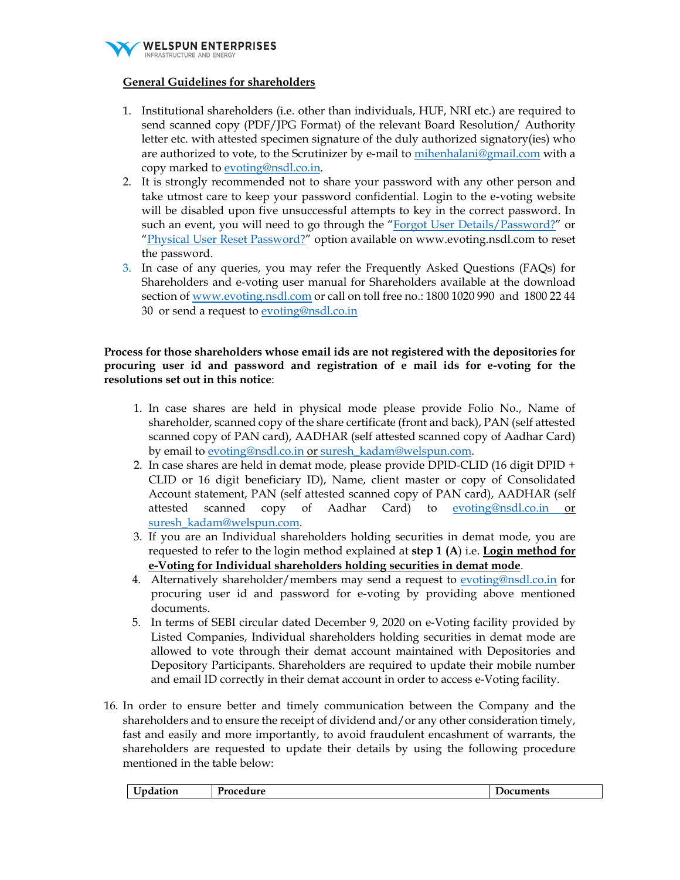**General Guidelines for shareholders**

1. Institutional shareholders (i.e. other than individuals, HUF, NRI etc.) are required to send scanned copy (PDF/JPG Format) of the relevant Board Resolution/ Authority letter etc. with attested specimen signature of the duly authorized signatory(ies) who are authorized to vote, to the Scrutinizer by e-mail to mihenhalani@gmail.com with a copy marked to evoting@nsdl.co.in.
2. It is strongly recommended not to share your password with any other person and take utmost care to keep your password confidential. Login to the e-voting website will be disabled upon five unsuccessful attempts to key in the correct password. In such an event, you will need to go through the "Forgot User Details/Password?" or "Physical User Reset Password?" option available on www.evoting.nsdl.com to reset the password.
3. In case of any queries, you may refer the Frequently Asked Questions (FAQs) for Shareholders and e-voting user manual for Shareholders available at the download section of www.evoting.nsdl.com or call on toll free no.: 1800 1020 990 and 1800 22 44 30 or send a request to evoting@nsdl.co.in

**Process for those shareholders whose email ids are not registered with the depositories for procuring user id and password and registration of e mail ids for e-voting for the resolutions set out in this notice**:

1. In case shares are held in physical mode please provide Folio No., Name of shareholder, scanned copy of the share certificate (front and back), PAN (self attested scanned copy of PAN card), AADHAR (self attested scanned copy of Aadhar Card) by email to evoting@nsdl.co.in or suresh_kadam@welspun.com.
2. In case shares are held in demat mode, please provide DPID-CLID (16 digit DPID + CLID or 16 digit beneficiary ID), Name, client master or copy of Consolidated Account statement, PAN (self attested scanned copy of PAN card), AADHAR (self attested scanned copy of Aadhar Card) to evoting@nsdl.co.in or suresh_kadam@welspun.com.
3. If you are an Individual shareholders holding securities in demat mode, you are requested to refer to the login method explained at **step 1 (A**) i.e. **Login method for e-Voting for Individual shareholders holding securities in demat mode**.
4. Alternatively shareholder/members may send a request to evoting@nsdl.co.in for procuring user id and password for e-voting by providing above mentioned documents.
5. In terms of SEBI circular dated December 9, 2020 on e-Voting facility provided by Listed Companies, Individual shareholders holding securities in demat mode are allowed to vote through their demat account maintained with Depositories and Depository Participants. Shareholders are required to update their mobile number and email ID correctly in their demat account in order to access e-Voting facility.

16. In order to ensure better and timely communication between the Company and the shareholders and to ensure the receipt of dividend and/or any other consideration timely, fast and easily and more importantly, to avoid fraudulent encashment of warrants, the shareholders are requested to update their details by using the following procedure mentioned in the table below:

| Updation | Procedure | Documents |
|---|---|---|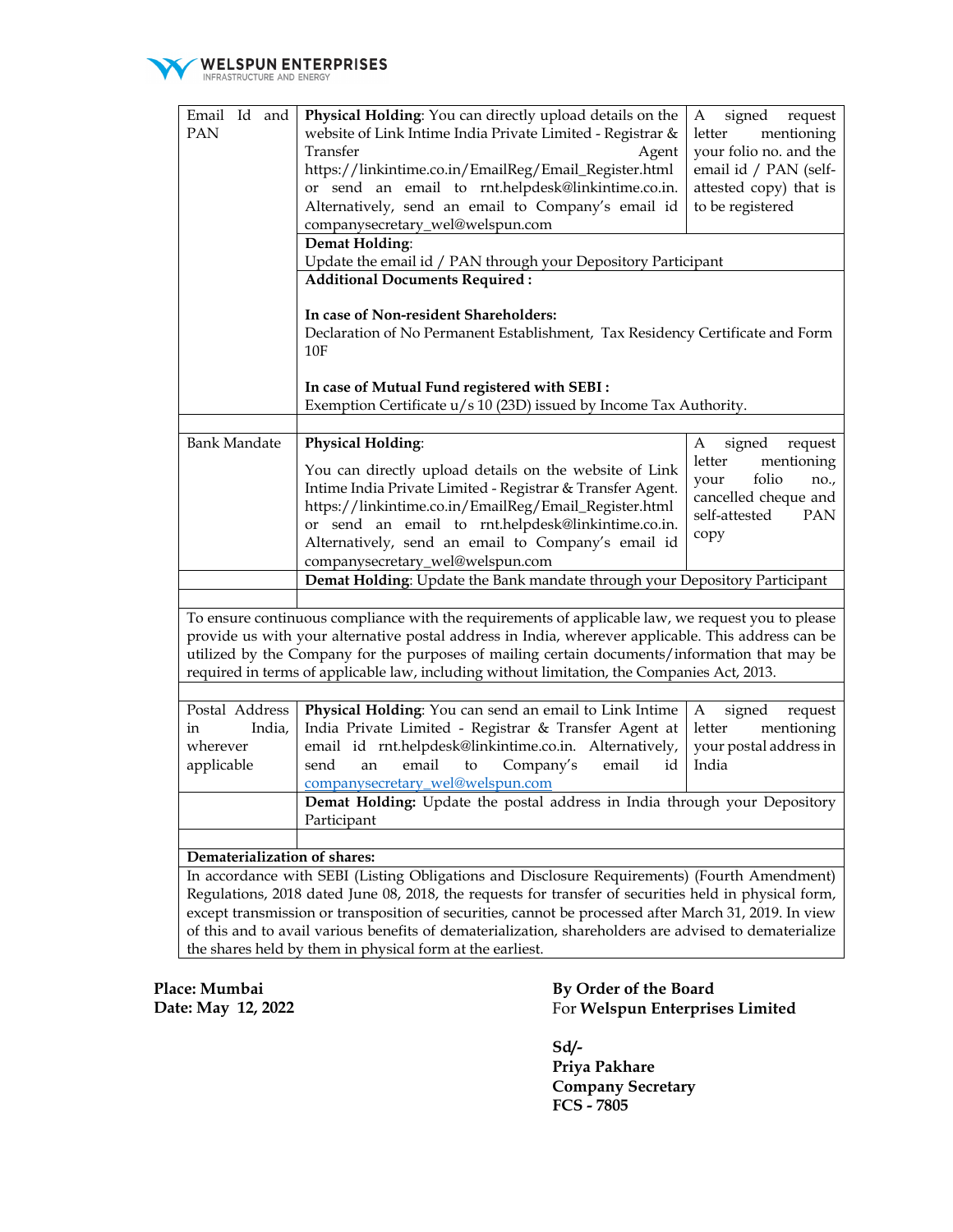| Email Id and PAN | **Physical Holding**: You can directly upload details on the website of Link Intime India Private Limited - Registrar & Transfer Agent https://linkintime.co.in/EmailReg/Email_Register.html or send an email to rnt.helpdesk@linkintime.co.in. Alternatively, send an email to Company's email id companysecretary_wel@welspun.com | A signed request letter mentioning your folio no. and the email id / PAN (self-attested copy) that is to be registered |
|---|---|---|
| | **Demat Holding**: Update the email id / PAN through your Depository Participant | |
| | **Additional Documents Required :** **In case of Non-resident Shareholders:** Declaration of No Permanent Establishment, Tax Residency Certificate and Form 10F **In case of Mutual Fund registered with SEBI :** Exemption Certificate u/s 10 (23D) issued by Income Tax Authority. | |
| | | |
| Bank Mandate | **Physical Holding**: You can directly upload details on the website of Link Intime India Private Limited - Registrar & Transfer Agent. https://linkintime.co.in/EmailReg/Email_Register.html or send an email to rnt.helpdesk@linkintime.co.in. Alternatively, send an email to Company's email id companysecretary_wel@welspun.com | A signed request letter mentioning your folio no., cancelled cheque and self-attested PAN copy |
| | **Demat Holding**: Update the Bank mandate through your Depository Participant | |
| | | |

To ensure continuous compliance with the requirements of applicable law, we request you to please provide us with your alternative postal address in India, wherever applicable. This address can be utilized by the Company for the purposes of mailing certain documents/information that may be required in terms of applicable law, including without limitation, the Companies Act, 2013.

| Postal Address in India, wherever applicable | **Physical Holding**: You can send an email to Link Intime India Private Limited - Registrar & Transfer Agent at email id rnt.helpdesk@linkintime.co.in. Alternatively, send an email to Company's email id companysecretary_wel@welspun.com | A signed request letter mentioning your postal address in India |
|---|---|---|
| | **Demat Holding:** Update the postal address in India through your Depository Participant | |

**Dematerialization of shares:**

In accordance with SEBI (Listing Obligations and Disclosure Requirements) (Fourth Amendment) Regulations, 2018 dated June 08, 2018, the requests for transfer of securities held in physical form, except transmission or transposition of securities, cannot be processed after March 31, 2019. In view of this and to avail various benefits of dematerialization, shareholders are advised to dematerialize the shares held by them in physical form at the earliest.

**Place: Mumbai**
**Date: May 12, 2022**

**By Order of the Board**
For **Welspun Enterprises Limited**

**Sd/-**
**Priya Pakhare**
**Company Secretary**
**FCS - 7805**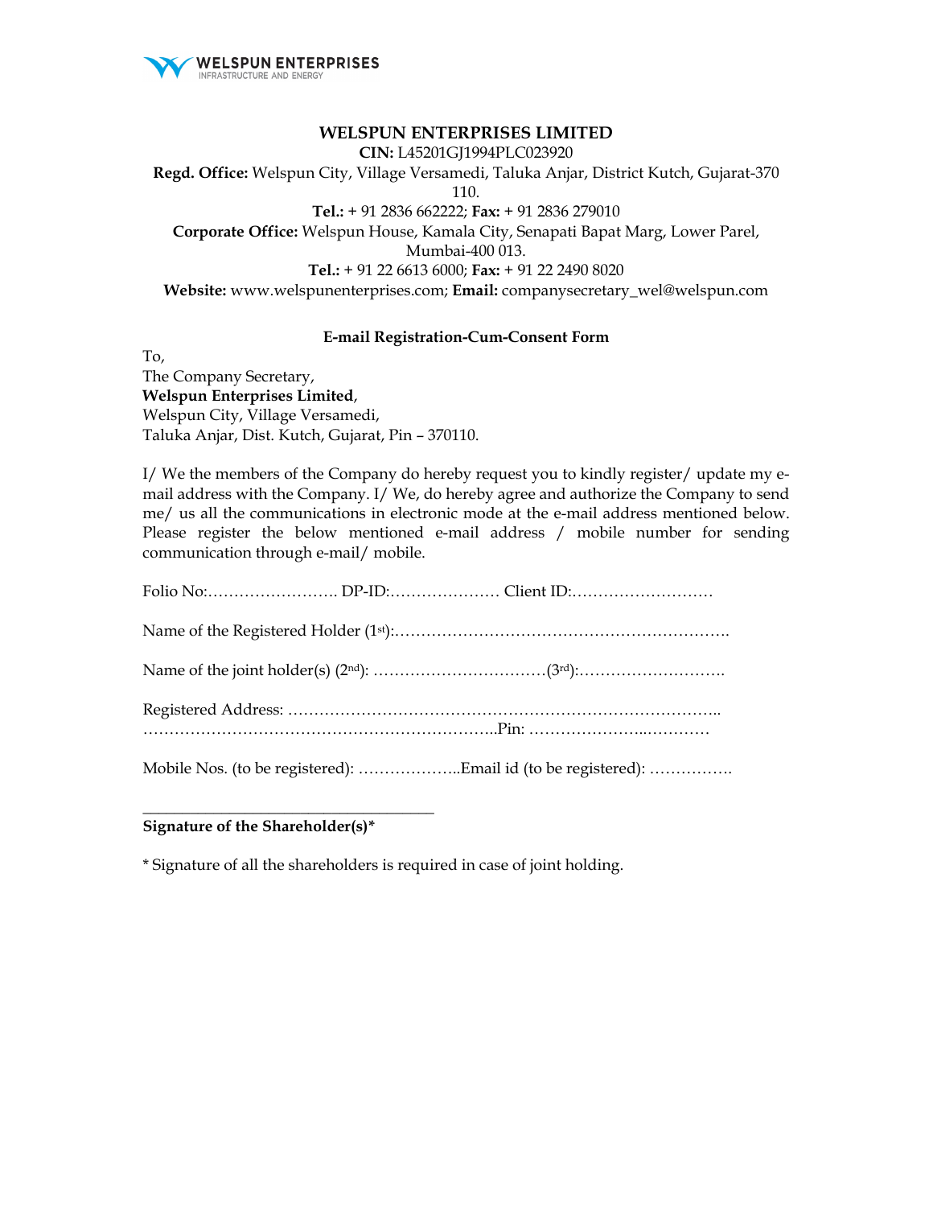WELSPUN ENTERPRISES
INFRASTRUCTURE AND ENERGY

# WELSPUN ENTERPRISES LIMITED

**CIN:** L45201GJ1994PLC023920

**Regd. Office:** Welspun City, Village Versamedi, Taluka Anjar, District Kutch, Gujarat-370 110.

**Tel.:** + 91 2836 662222; **Fax:** + 91 2836 279010

**Corporate Office:** Welspun House, Kamala City, Senapati Bapat Marg, Lower Parel, Mumbai-400 013.

**Tel.:** + 91 22 6613 6000; **Fax:** + 91 22 2490 8020

**Website:** www.welspunenterprises.com; **Email:** companysecretary_wel@welspun.com

## E-mail Registration-Cum-Consent Form

To,
The Company Secretary,
**Welspun Enterprises Limited**,
Welspun City, Village Versamedi,
Taluka Anjar, Dist. Kutch, Gujarat, Pin – 370110.

I/ We the members of the Company do hereby request you to kindly register/ update my e-mail address with the Company. I/ We, do hereby agree and authorize the Company to send me/ us all the communications in electronic mode at the e-mail address mentioned below. Please register the below mentioned e-mail address / mobile number for sending communication through e-mail/ mobile.

Folio No:……………………. DP-ID:………………… Client ID:………………………

Name of the Registered Holder (1st):……………………………………………………….

Name of the joint holder(s) (2nd): ……………………………(3rd):……………………….

Registered Address: ………………………………………………………………………..
…………………………………………………………..Pin: ………………...…………

Mobile Nos. (to be registered): ………………..Email id (to be registered): …………….

_____________________________________
**Signature of the Shareholder(s)***

* Signature of all the shareholders is required in case of joint holding.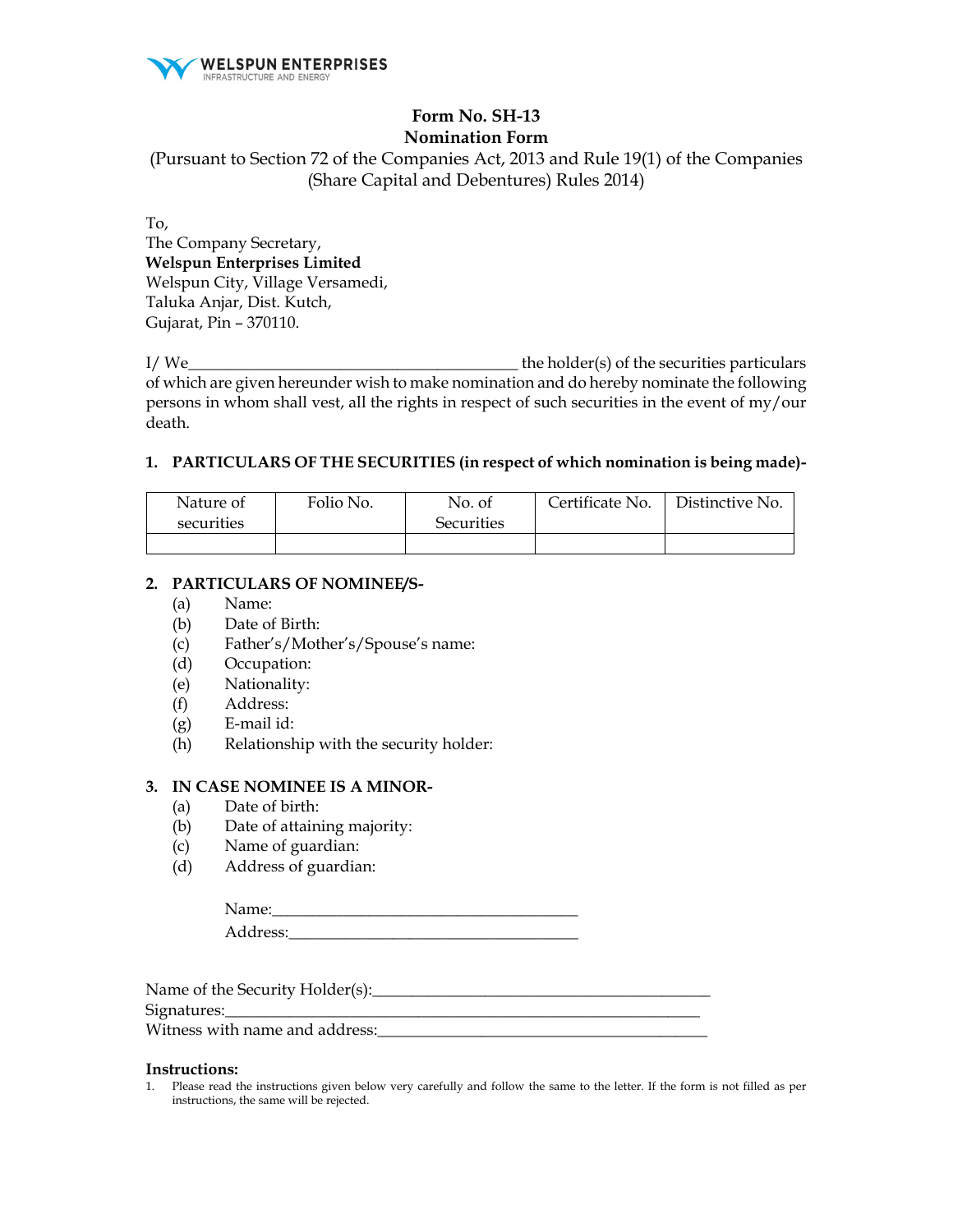WELSPUN ENTERPRISES
INFRASTRUCTURE AND ENERGY

# Form No. SH-13
## Nomination Form

(Pursuant to Section 72 of the Companies Act, 2013 and Rule 19(1) of the Companies (Share Capital and Debentures) Rules 2014)

To,
The Company Secretary,
**Welspun Enterprises Limited**
Welspun City, Village Versamedi,
Taluka Anjar, Dist. Kutch,
Gujarat, Pin – 370110.

I/ We_________________________________________ the holder(s) of the securities particulars of which are given hereunder wish to make nomination and do hereby nominate the following persons in whom shall vest, all the rights in respect of such securities in the event of my/our death.

**1. PARTICULARS OF THE SECURITIES (in respect of which nomination is being made)-**

| Nature of securities | Folio No. | No. of Securities | Certificate No. | Distinctive No. |
|---|---|---|---|---|
| | | | | |

**2. PARTICULARS OF NOMINEE/S-**

(a) Name:
(b) Date of Birth:
(c) Father's/Mother's/Spouse's name:
(d) Occupation:
(e) Nationality:
(f) Address:
(g) E-mail id:
(h) Relationship with the security holder:

**3. IN CASE NOMINEE IS A MINOR-**

(a) Date of birth:
(b) Date of attaining majority:
(c) Name of guardian:
(d) Address of guardian:

Name:______________________________________
Address:____________________________________

Name of the Security Holder(s):__________________________________________
Signatures:____________________________________________________________
Witness with name and address:_________________________________________

**Instructions:**

1. Please read the instructions given below very carefully and follow the same to the letter. If the form is not filled as per instructions, the same will be rejected.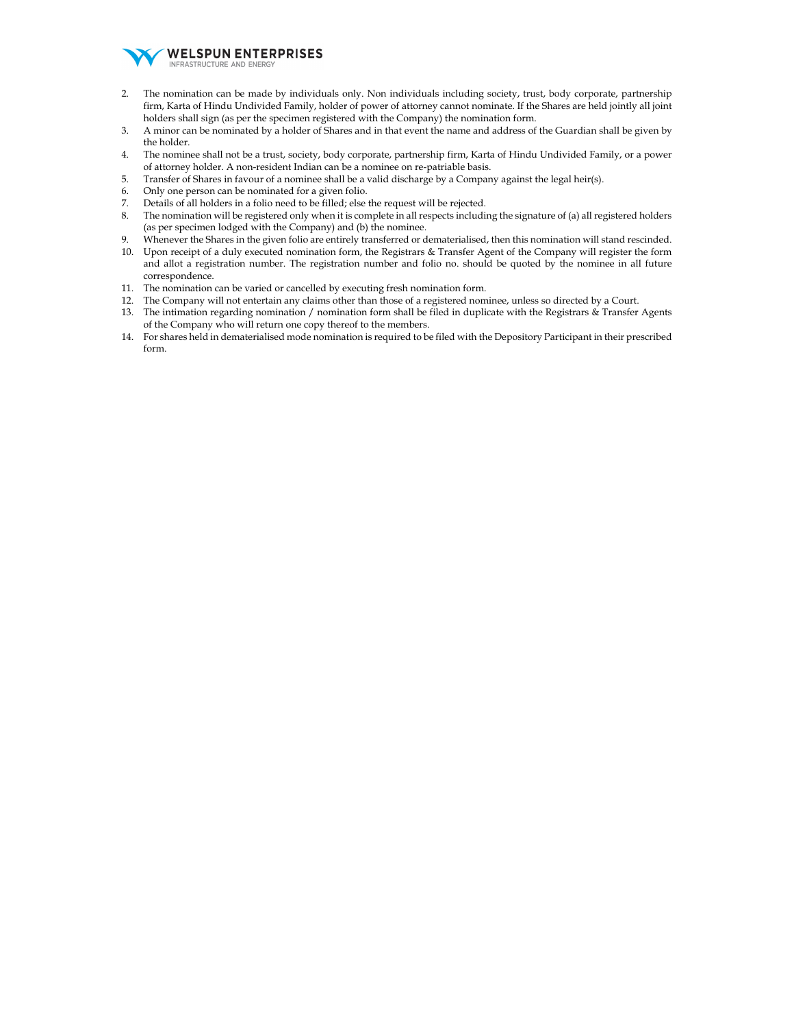2. The nomination can be made by individuals only. Non individuals including society, trust, body corporate, partnership firm, Karta of Hindu Undivided Family, holder of power of attorney cannot nominate. If the Shares are held jointly all joint holders shall sign (as per the specimen registered with the Company) the nomination form.
3. A minor can be nominated by a holder of Shares and in that event the name and address of the Guardian shall be given by the holder.
4. The nominee shall not be a trust, society, body corporate, partnership firm, Karta of Hindu Undivided Family, or a power of attorney holder. A non-resident Indian can be a nominee on re-patriable basis.
5. Transfer of Shares in favour of a nominee shall be a valid discharge by a Company against the legal heir(s).
6. Only one person can be nominated for a given folio.
7. Details of all holders in a folio need to be filled; else the request will be rejected.
8. The nomination will be registered only when it is complete in all respects including the signature of (a) all registered holders (as per specimen lodged with the Company) and (b) the nominee.
9. Whenever the Shares in the given folio are entirely transferred or dematerialised, then this nomination will stand rescinded.
10. Upon receipt of a duly executed nomination form, the Registrars & Transfer Agent of the Company will register the form and allot a registration number. The registration number and folio no. should be quoted by the nominee in all future correspondence.
11. The nomination can be varied or cancelled by executing fresh nomination form.
12. The Company will not entertain any claims other than those of a registered nominee, unless so directed by a Court.
13. The intimation regarding nomination / nomination form shall be filed in duplicate with the Registrars & Transfer Agents of the Company who will return one copy thereof to the members.
14. For shares held in dematerialised mode nomination is required to be filed with the Depository Participant in their prescribed form.